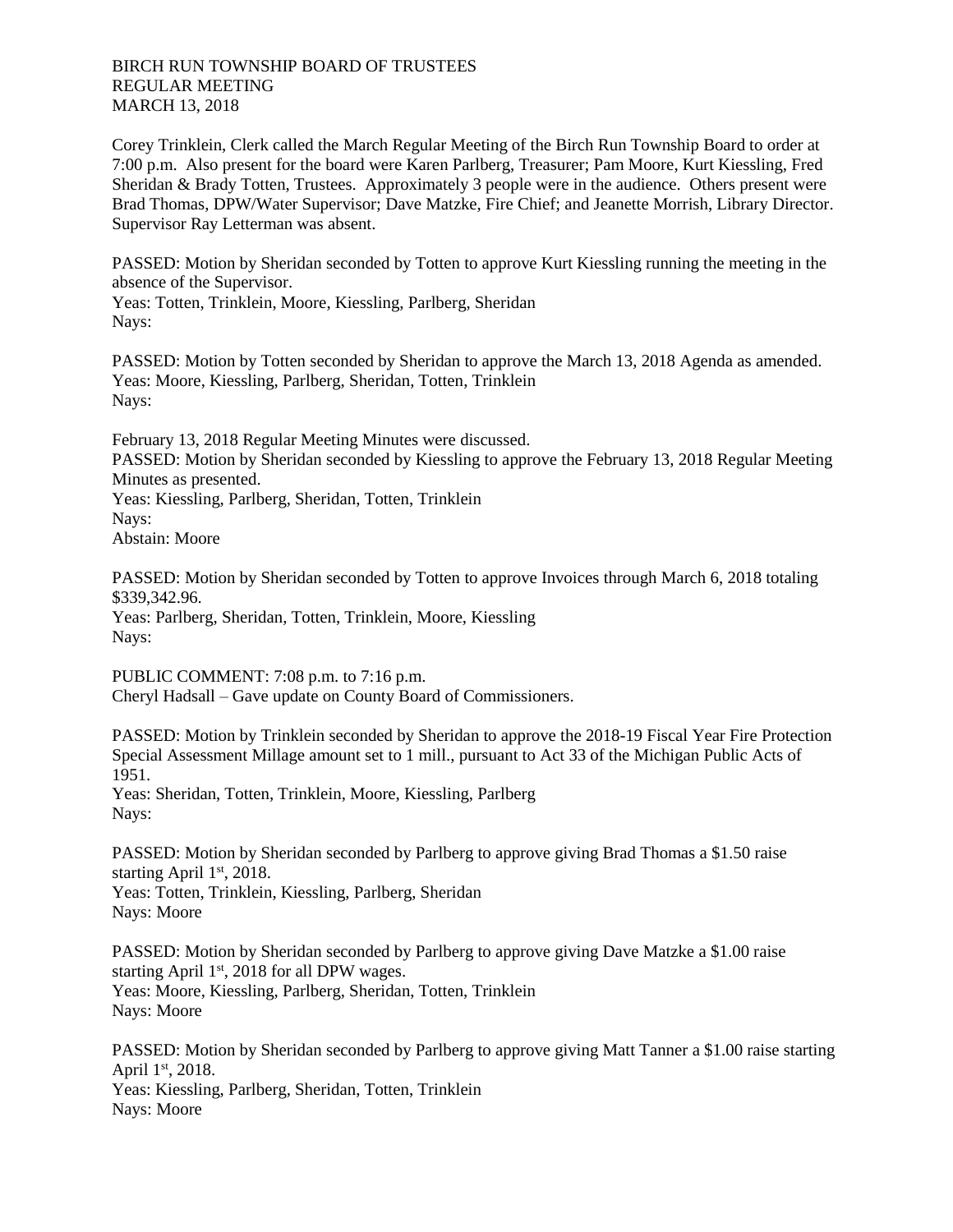BIRCH RUN TOWNSHIP BOARD OF TRUSTEES
REGULAR MEETING
MARCH 13, 2018

Corey Trinklein, Clerk called the March Regular Meeting of the Birch Run Township Board to order at 7:00 p.m. Also present for the board were Karen Parlberg, Treasurer; Pam Moore, Kurt Kiessling, Fred Sheridan & Brady Totten, Trustees. Approximately 3 people were in the audience. Others present were Brad Thomas, DPW/Water Supervisor; Dave Matzke, Fire Chief; and Jeanette Morrish, Library Director. Supervisor Ray Letterman was absent.

PASSED: Motion by Sheridan seconded by Totten to approve Kurt Kiessling running the meeting in the absence of the Supervisor.
Yeas: Totten, Trinklein, Moore, Kiessling, Parlberg, Sheridan
Nays:

PASSED: Motion by Totten seconded by Sheridan to approve the March 13, 2018 Agenda as amended.
Yeas: Moore, Kiessling, Parlberg, Sheridan, Totten, Trinklein
Nays:

February 13, 2018 Regular Meeting Minutes were discussed.
PASSED: Motion by Sheridan seconded by Kiessling to approve the February 13, 2018 Regular Meeting Minutes as presented.
Yeas: Kiessling, Parlberg, Sheridan, Totten, Trinklein
Nays:
Abstain: Moore

PASSED: Motion by Sheridan seconded by Totten to approve Invoices through March 6, 2018 totaling $339,342.96.
Yeas: Parlberg, Sheridan, Totten, Trinklein, Moore, Kiessling
Nays:

PUBLIC COMMENT: 7:08 p.m. to 7:16 p.m.
Cheryl Hadsall – Gave update on County Board of Commissioners.

PASSED: Motion by Trinklein seconded by Sheridan to approve the 2018-19 Fiscal Year Fire Protection Special Assessment Millage amount set to 1 mill., pursuant to Act 33 of the Michigan Public Acts of 1951.
Yeas: Sheridan, Totten, Trinklein, Moore, Kiessling, Parlberg
Nays:

PASSED: Motion by Sheridan seconded by Parlberg to approve giving Brad Thomas a $1.50 raise starting April 1st, 2018.
Yeas: Totten, Trinklein, Kiessling, Parlberg, Sheridan
Nays: Moore

PASSED: Motion by Sheridan seconded by Parlberg to approve giving Dave Matzke a $1.00 raise starting April 1st, 2018 for all DPW wages.
Yeas: Moore, Kiessling, Parlberg, Sheridan, Totten, Trinklein
Nays: Moore

PASSED: Motion by Sheridan seconded by Parlberg to approve giving Matt Tanner a $1.00 raise starting April 1st, 2018.
Yeas: Kiessling, Parlberg, Sheridan, Totten, Trinklein
Nays: Moore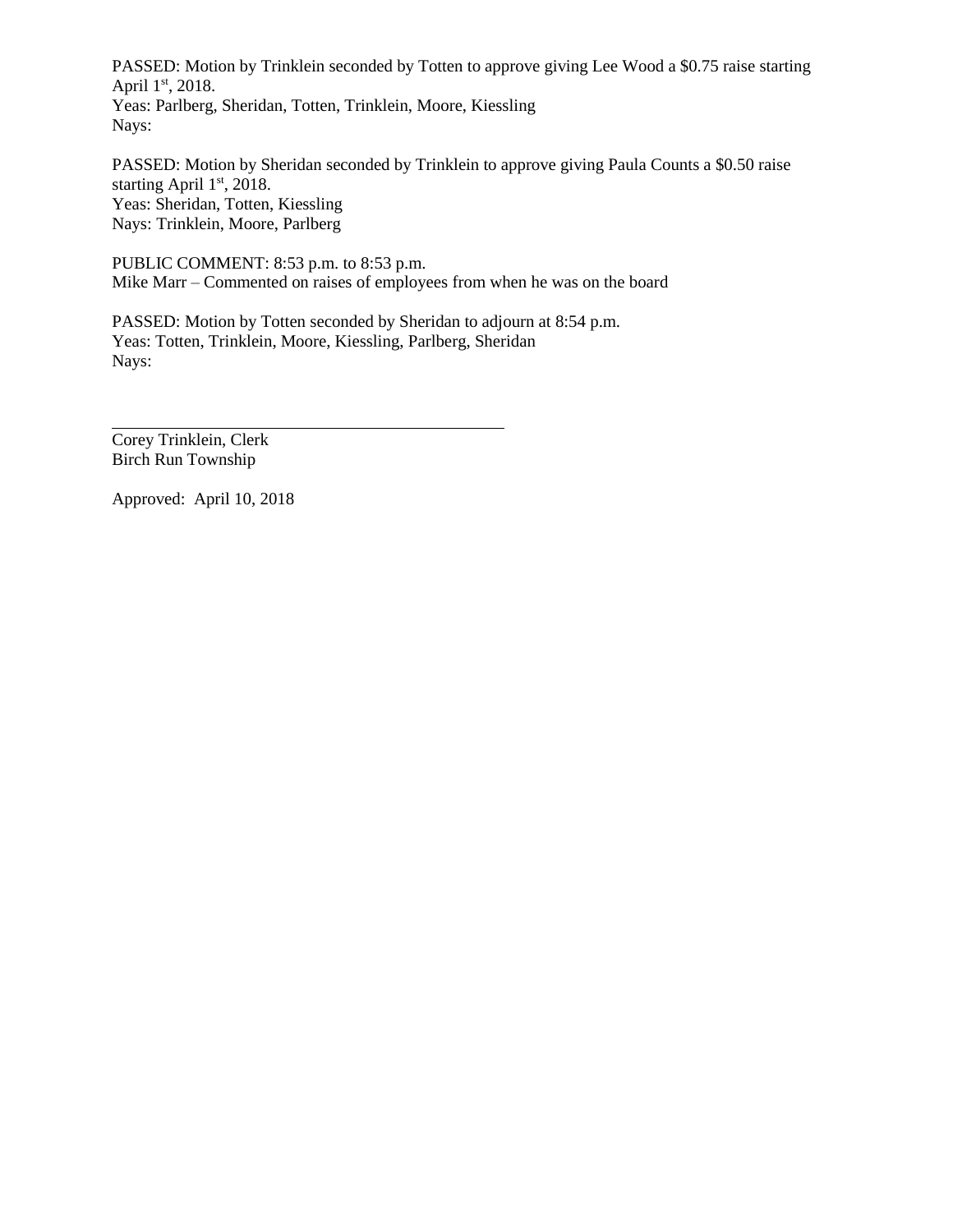PASSED: Motion by Trinklein seconded by Totten to approve giving Lee Wood a $0.75 raise starting April 1st, 2018.
Yeas: Parlberg, Sheridan, Totten, Trinklein, Moore, Kiessling
Nays:

PASSED: Motion by Sheridan seconded by Trinklein to approve giving Paula Counts a $0.50 raise starting April 1st, 2018.
Yeas: Sheridan, Totten, Kiessling
Nays: Trinklein, Moore, Parlberg

PUBLIC COMMENT: 8:53 p.m. to 8:53 p.m.
Mike Marr – Commented on raises of employees from when he was on the board

PASSED: Motion by Totten seconded by Sheridan to adjourn at 8:54 p.m.
Yeas: Totten, Trinklein, Moore, Kiessling, Parlberg, Sheridan
Nays:

\_\_\_\_\_\_\_\_\_\_\_\_\_\_\_\_\_\_\_\_\_\_\_\_\_\_\_\_\_\_\_\_\_\_\_\_\_\_\_\_

Corey Trinklein, Clerk
Birch Run Township

Approved: April 10, 2018